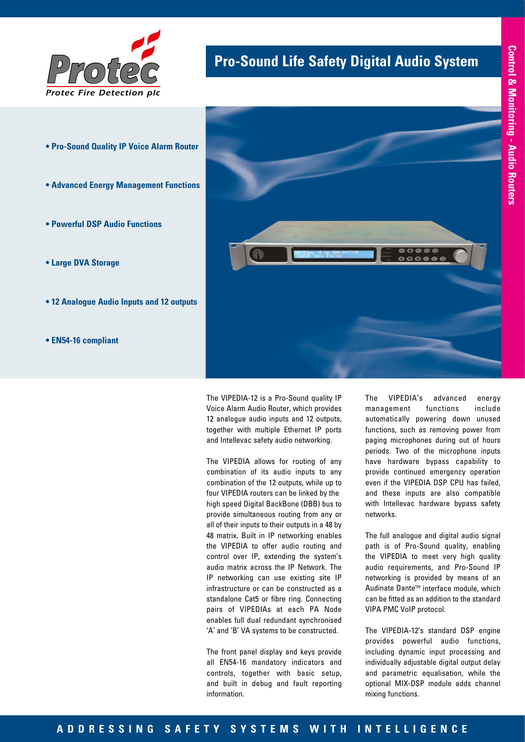# Pro-Sound Life Safety Digital Audio System

Control & Monitoring - Audio Routers

- **Pro-Sound Quality IP Voice Alarm Router**
- **Advanced Energy Management Functions**
- **Powerful DSP Audio Functions**
- **Large DVA Storage**
- **12 Analogue Audio Inputs and 12 outputs**
- **EN54-16 compliant**

The VIPEDIA-12 is a Pro-Sound quality IP Voice Alarm Audio Router, which provides 12 analogue audio inputs and 12 outputs, together with multiple Ethernet IP ports and Intellevac safety audio networking.

The VIPEDIA allows for routing of any combination of its audio inputs to any combination of the 12 outputs, while up to four VIPEDIA routers can be linked by the high speed Digital BackBone (DBB) bus to provide simultaneous routing from any or all of their inputs to their outputs in a 48 by 48 matrix. Built in IP networking enables the VIPEDIA to offer audio routing and control over IP, extending the system's audio matrix across the IP Network. The IP networking can use existing site IP infrastructure or can be constructed as a standalone Cat5 or fibre ring. Connecting pairs of VIPEDIAs at each PA Node enables full dual redundant synchronised 'A' and 'B' VA systems to be constructed.

The front panel display and keys provide all EN54-16 mandatory indicators and controls, together with basic setup, and built in debug and fault reporting information.

The VIPEDIA's advanced energy management functions include automatically powering down unused functions, such as removing power from paging microphones during out of hours periods. Two of the microphone inputs have hardware bypass capability to provide continued emergency operation even if the VIPEDIA DSP CPU has failed, and these inputs are also compatible with Intellevac hardware bypass safety networks.

The full analogue and digital audio signal path is of Pro-Sound quality, enabling the VIPEDIA to meet very high quality audio requirements, and Pro-Sound IP networking is provided by means of an Audinate Dante™ interface module, which can be fitted as an addition to the standard VIPA PMC VoIP protocol.

The VIPEDIA-12's standard DSP engine provides powerful audio functions, including dynamic input processing and individually adjustable digital output delay and parametric equalisation, while the optional MIX-DSP module adds channel mixing functions.

ADDRESSING SAFETY SYSTEMS WITH INTELLIGENCE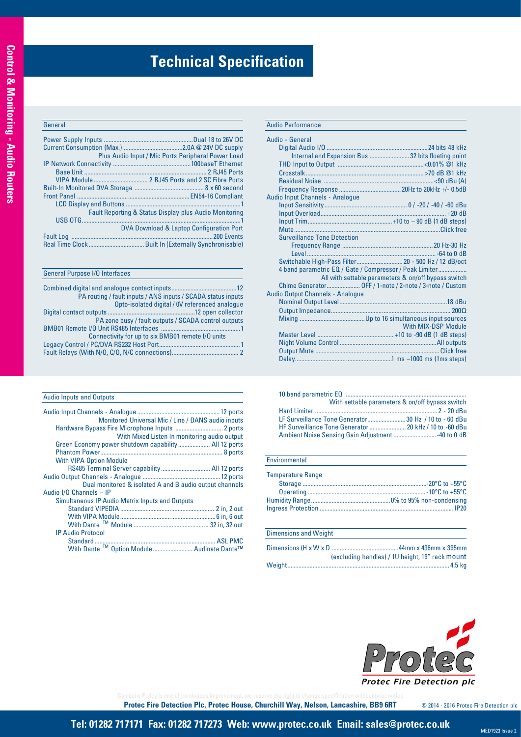# Technical Specification

## General

Power Supply Inputs ........................................................Dual 18 to 26V DC
Current Consumption (Max.) ......................................2.0A @ 24V DC supply
Plus Audio Input / Mic Ports Peripheral Power Load
IP Network Connectivity .................................................100baseT Ethernet
Base Unit ................................................................................ 2 RJ45 Ports
VIPA Module .................................. 2 RJ45 Ports and 2 SC Fibre Ports
Built-In Monitored DVA Storage ............................................ 8 x 60 second
Front Panel ........................................................................ EN54-16 Compliant
LCD Display and Buttons ...........................................................................1
Fault Reporting & Status Display plus Audio Monitoring
USB OTG.......................................................................................................1
DVA Download & Laptop Configuration Port
Fault Log ..........................................................................................200 Events
Real Time Clock ................................... Built In (Externally Synchronisable)

## General Purpose I/O Interfaces

Combined digital and analogue contact inputs..........................................12
PA routing / fault inputs / ANS inputs / SCADA status inputs
Opto-isolated digital / 0V referenced analogue
Digital contact outputs .......................................................12 open collector
PA zone busy / fault outputs / SCADA control outputs
BMB01 Remote I/O Unit RS485 Interfaces ...................................................1
Connectivity for up to six BMB01 remote I/O units
Legacy Control / PC/DVA RS232 Host Port....................................................1
Fault Relays (With N/O, C/O, N/C connections)........................................... 2

## Audio Inputs and Outputs

Audio Input Channels - Analogue ....................................................12 ports
Monitored Universal Mic / Line / DANS audio inputs
Hardware Bypass Fire Microphone Inputs .............................. 2 ports
With Mixed Listen In monitoring audio output
Green Economy power shutdown capability.................... All 12 ports
Phantom Power............................................................................. 8 ports
With VIPA Option Module
RS485 Terminal Server capability............................... All 12 ports
Audio Output Channels - Analogue .................................................12 ports
Dual monitored & isolated A and B audio output channels
Audio I/O Channels – IP
Simultaneous IP Audio Matrix Inputs and Outputs
Standard VIPEDIA ........................................................... 2 in, 2 out
With VIPA Module............................................................6 in, 6 out
With Dante ™ Module ............................................... 32 in, 32 out
IP Audio Protocol
Standard............................................................................ ASL PMC
With Dante ™ Option Module......................... Audinate Dante™

## Audio Performance

Audio - General
Digital Audio I/O ................................................................24 bits 48 kHz
Internal and Expansion Bus ......................... 32 bits floating point
THD Input to Output ......................................................<0.01% @1 kHz
Crosstalk.......................................................................... >70 dB @1 kHz
Residual Noise .....................................................................<90 dBu (A)
Frequency Response ....................................... 20Hz to 20kHz +/- 0.5dB
Audio Input Channels - Analogue
Input Sensitivity.................................................... 0 / -20 / -40 / -60 dBu
Input Overload.............................................................................. +20 dB
Input Trim..................................................... +10 to – 90 dB (1 dB steps)
Mute............................................................................................Click free
Surveillance Tone Detection
Frequency Range ......................................................... 20 Hz-30 Hz
Level ................................................................................... -64 to 0 dB
Switchable High-Pass Filter............................. 20 - 500 Hz / 12 dB/oct
4 band parametric EQ / Gate / Compressor / Peak Limiter..................
All with settable parameters & on/off bypass switch
Chime Generator..................... OFF / 1-note / 2-note / 3-note / Custom
Audio Output Channels - Analogue
Nominal Output Level...................................................................18 dBu
Output Impedance......................................................................... 200Ω
Mixing ......................................... Up to 16 simultaneous input sources
With MIX-DSP Module
Master Level ................................................ +10 to -90 dB (1 dB steps)
Night Volume Control ............................................................All outputs
Output Mute ............................................................................. Click free
Delay.............................................................1 ms –1000 ms (1ms steps)
10 band parametric EQ ...........................................................................
With settable parameters & on/off bypass switch
Hard Limiter ............................................................................. 2 - 20 dBu
LF Surveillance Tone Generator........................ 30 Hz / 10 to - 60 dBu
HF Surveillance Tone Generator ....................... 20 kHz / 10 to -60 dBu
Ambient Noise Sensing Gain Adjustment ........................... -40 to 0 dB

## Environmental

Temperature Range
Storage ...............................................................................-20°C to +55°C
Operating .......................................................................... -10°C to +55°C
Humidity Range.................................................0% to 95% non-condensing
Ingress Protection.....................................................................................IP20

## Dimensions and Weight

Dimensions (H x W x D ..........................................44mm x 436mm x 395mm
(excluding handles) / 1U height, 19" rack mount
Weight....................................................................................................... 4.5 kg

Protec Fire Detection plc

Company Policy is one of continuous improvement, we reserve the right to change specification without prior notice

**Protec Fire Detection Plc, Protec House, Churchill Way, Nelson, Lancashire, BB9 6RT**

© 2014 - 2016 Protec Fire Detection plc

**Tel: 01282 717171 Fax: 01282 717273 Web: www.protec.co.uk Email: sales@protec.co.uk**

MED1923 Issue 2